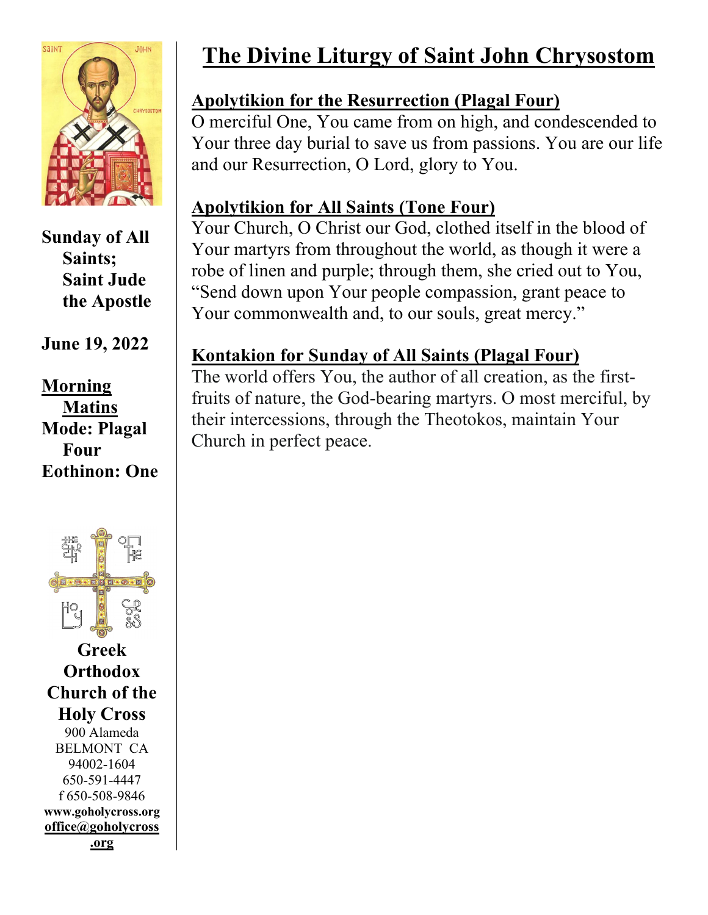**Sunday of All Saints; Saint Jude the Apostle**

**June 19, 2022**

**Morning Matins**
**Mode: Plagal Four**
**Eothinon: One**

**Greek Orthodox Church of the Holy Cross**
900 Alameda
BELMONT CA
94002-1604
650-591-4447
f 650-508-9846
**www.goholycross.org**
**office@goholycross.org**

# The Divine Liturgy of Saint John Chrysostom

## Apolytikion for the Resurrection (Plagal Four)

O merciful One, You came from on high, and condescended to Your three day burial to save us from passions. You are our life and our Resurrection, O Lord, glory to You.

## Apolytikion for All Saints (Tone Four)

Your Church, O Christ our God, clothed itself in the blood of Your martyrs from throughout the world, as though it were a robe of linen and purple; through them, she cried out to You, "Send down upon Your people compassion, grant peace to Your commonwealth and, to our souls, great mercy."

## Kontakion for Sunday of All Saints (Plagal Four)

The world offers You, the author of all creation, as the first-fruits of nature, the God-bearing martyrs. O most merciful, by their intercessions, through the Theotokos, maintain Your Church in perfect peace.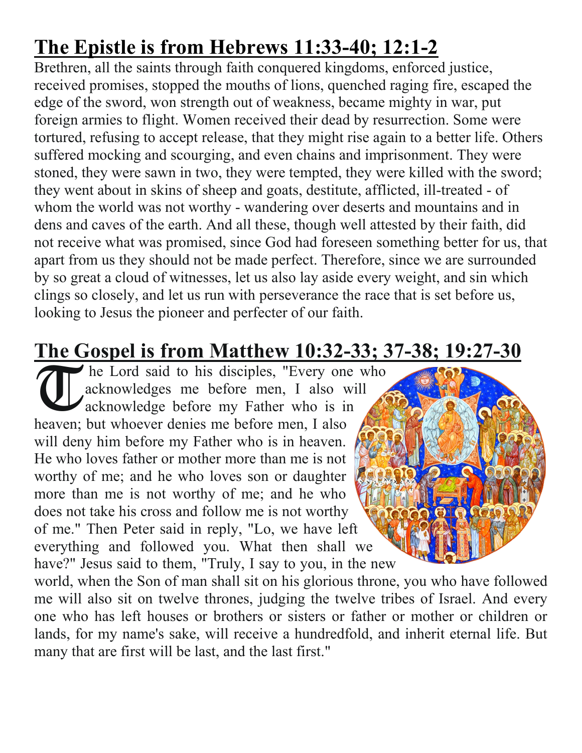# The Epistle is from Hebrews 11:33-40; 12:1-2

Brethren, all the saints through faith conquered kingdoms, enforced justice, received promises, stopped the mouths of lions, quenched raging fire, escaped the edge of the sword, won strength out of weakness, became mighty in war, put foreign armies to flight. Women received their dead by resurrection. Some were tortured, refusing to accept release, that they might rise again to a better life. Others suffered mocking and scourging, and even chains and imprisonment. They were stoned, they were sawn in two, they were tempted, they were killed with the sword; they went about in skins of sheep and goats, destitute, afflicted, ill-treated - of whom the world was not worthy - wandering over deserts and mountains and in dens and caves of the earth. And all these, though well attested by their faith, did not receive what was promised, since God had foreseen something better for us, that apart from us they should not be made perfect. Therefore, since we are surrounded by so great a cloud of witnesses, let us also lay aside every weight, and sin which clings so closely, and let us run with perseverance the race that is set before us, looking to Jesus the pioneer and perfecter of our faith.

# The Gospel is from Matthew 10:32-33; 37-38; 19:27-30

The Lord said to his disciples, "Every one who acknowledges me before men, I also will acknowledge before my Father who is in heaven; but whoever denies me before men, I also will deny him before my Father who is in heaven. He who loves father or mother more than me is not worthy of me; and he who loves son or daughter more than me is not worthy of me; and he who does not take his cross and follow me is not worthy of me." Then Peter said in reply, "Lo, we have left everything and followed you. What then shall we have?" Jesus said to them, "Truly, I say to you, in the new world, when the Son of man shall sit on his glorious throne, you who have followed me will also sit on twelve thrones, judging the twelve tribes of Israel. And every one who has left houses or brothers or sisters or father or mother or children or lands, for my name's sake, will receive a hundredfold, and inherit eternal life. But many that are first will be last, and the last first."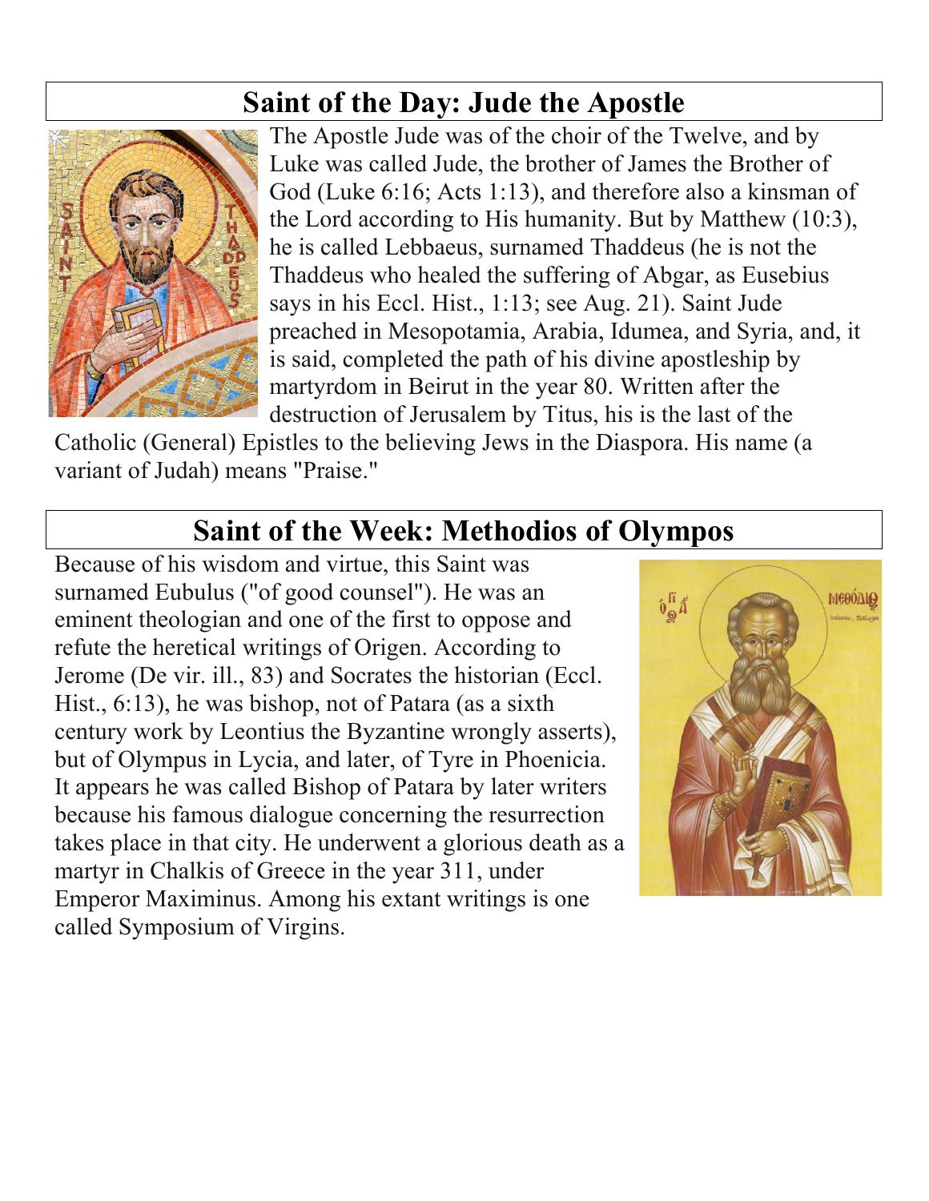## Saint of the Day: Jude the Apostle

The Apostle Jude was of the choir of the Twelve, and by Luke was called Jude, the brother of James the Brother of God (Luke 6:16; Acts 1:13), and therefore also a kinsman of the Lord according to His humanity. But by Matthew (10:3), he is called Lebbaeus, surnamed Thaddeus (he is not the Thaddeus who healed the suffering of Abgar, as Eusebius says in his Eccl. Hist., 1:13; see Aug. 21). Saint Jude preached in Mesopotamia, Arabia, Idumea, and Syria, and, it is said, completed the path of his divine apostleship by martyrdom in Beirut in the year 80. Written after the destruction of Jerusalem by Titus, his is the last of the Catholic (General) Epistles to the believing Jews in the Diaspora. His name (a variant of Judah) means "Praise."

## Saint of the Week: Methodios of Olympos

Because of his wisdom and virtue, this Saint was surnamed Eubulus ("of good counsel"). He was an eminent theologian and one of the first to oppose and refute the heretical writings of Origen. According to Jerome (De vir. ill., 83) and Socrates the historian (Eccl. Hist., 6:13), he was bishop, not of Patara (as a sixth century work by Leontius the Byzantine wrongly asserts), but of Olympus in Lycia, and later, of Tyre in Phoenicia. It appears he was called Bishop of Patara by later writers because his famous dialogue concerning the resurrection takes place in that city. He underwent a glorious death as a martyr in Chalkis of Greece in the year 311, under Emperor Maximinus. Among his extant writings is one called Symposium of Virgins.